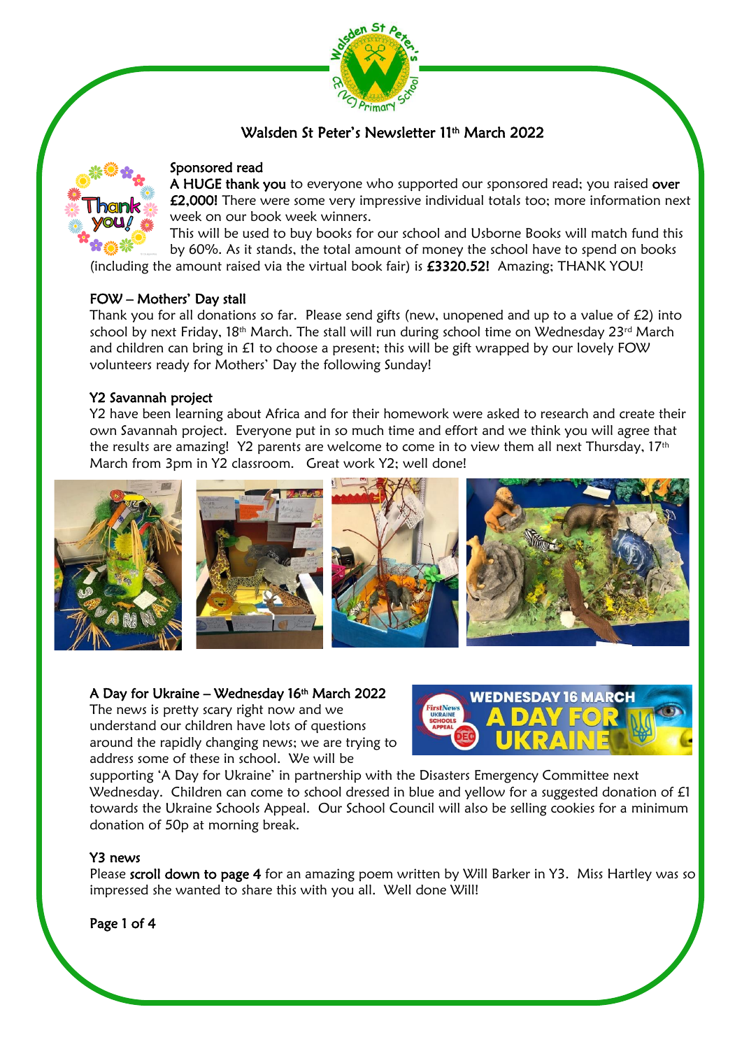# Walsden St Peter's Newsletter 11th March 2022

## Sponsored read

**A HUGE thank you** to everyone who supported our sponsored read; you raised **over £2,000!** There were some very impressive individual totals too; more information next week on our book week winners.

This will be used to buy books for our school and Usborne Books will match fund this by 60%. As it stands, the total amount of money the school have to spend on books (including the amount raised via the virtual book fair) is **£3320.52!** Amazing; THANK YOU!

## FOW – Mothers' Day stall

Thank you for all donations so far. Please send gifts (new, unopened and up to a value of £2) into school by next Friday, 18th March. The stall will run during school time on Wednesday 23rd March and children can bring in £1 to choose a present; this will be gift wrapped by our lovely FOW volunteers ready for Mothers' Day the following Sunday!

## Y2 Savannah project

Y2 have been learning about Africa and for their homework were asked to research and create their own Savannah project. Everyone put in so much time and effort and we think you will agree that the results are amazing! Y2 parents are welcome to come in to view them all next Thursday, 17th March from 3pm in Y2 classroom. Great work Y2; well done!

## A Day for Ukraine – Wednesday 16th March 2022

The news is pretty scary right now and we understand our children have lots of questions around the rapidly changing news; we are trying to address some of these in school. We will be supporting 'A Day for Ukraine' in partnership with the Disasters Emergency Committee next Wednesday. Children can come to school dressed in blue and yellow for a suggested donation of £1 towards the Ukraine Schools Appeal. Our School Council will also be selling cookies for a minimum donation of 50p at morning break.

## Y3 news

Please **scroll down to page 4** for an amazing poem written by Will Barker in Y3. Miss Hartley was so impressed she wanted to share this with you all. Well done Will!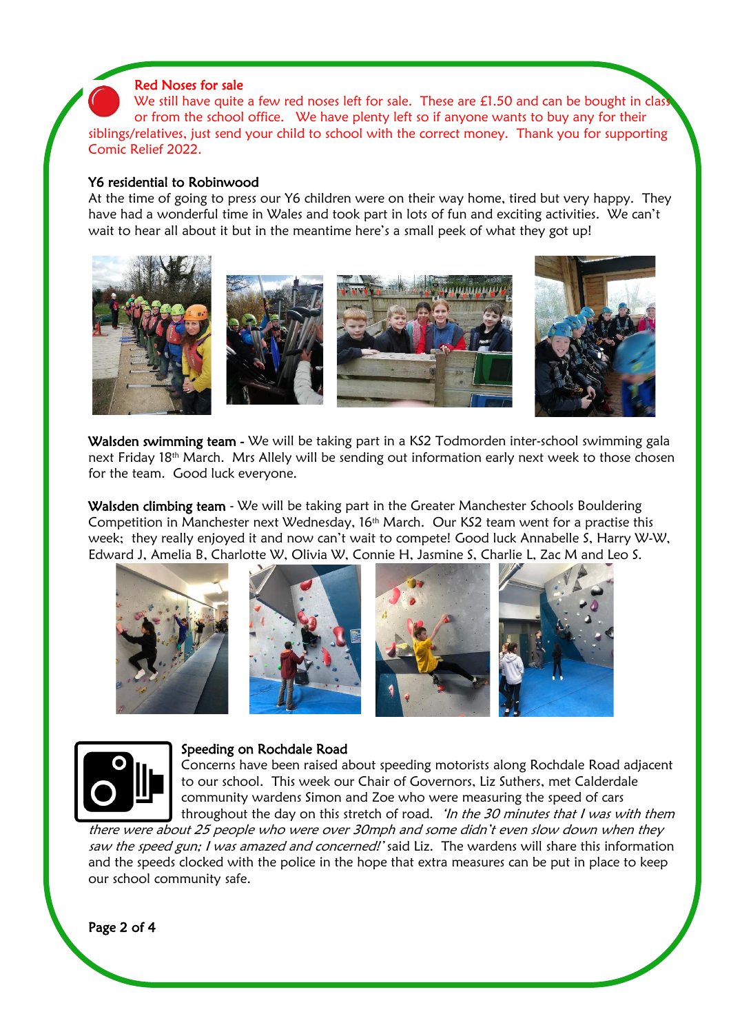## Red Noses for sale

We still have quite a few red noses left for sale. These are £1.50 and can be bought in class or from the school office. We have plenty left so if anyone wants to buy any for their siblings/relatives, just send your child to school with the correct money. Thank you for supporting Comic Relief 2022.

## Y6 residential to Robinwood

At the time of going to press our Y6 children were on their way home, tired but very happy. They have had a wonderful time in Wales and took part in lots of fun and exciting activities. We can't wait to hear all about it but in the meantime here's a small peek of what they got up!

**Walsden swimming team** - We will be taking part in a KS2 Todmorden inter-school swimming gala next Friday 18th March. Mrs Allely will be sending out information early next week to those chosen for the team. Good luck everyone.

**Walsden climbing team** - We will be taking part in the Greater Manchester Schools Bouldering Competition in Manchester next Wednesday, 16th March. Our KS2 team went for a practise this week; they really enjoyed it and now can't wait to compete! Good luck Annabelle S, Harry W-W, Edward J, Amelia B, Charlotte W, Olivia W, Connie H, Jasmine S, Charlie L, Zac M and Leo S.

## Speeding on Rochdale Road

Concerns have been raised about speeding motorists along Rochdale Road adjacent to our school. This week our Chair of Governors, Liz Suthers, met Calderdale community wardens Simon and Zoe who were measuring the speed of cars throughout the day on this stretch of road. *'In the 30 minutes that I was with them there were about 25 people who were over 30mph and some didn't even slow down when they saw the speed gun; I was amazed and concerned!'* said Liz. The wardens will share this information and the speeds clocked with the police in the hope that extra measures can be put in place to keep our school community safe.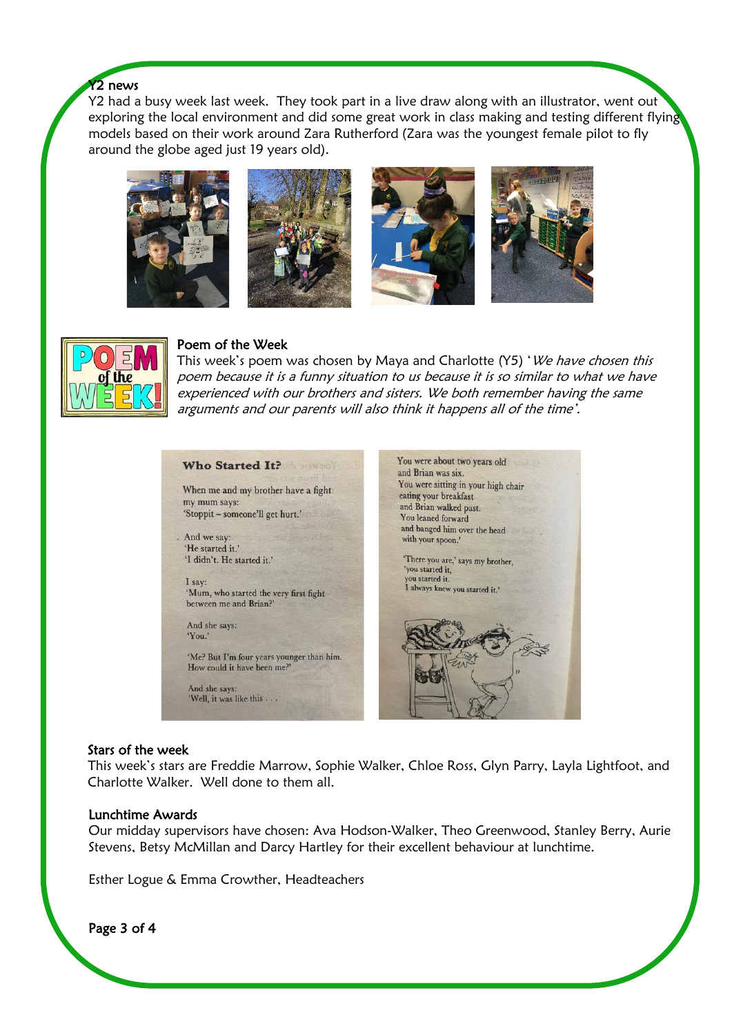## Y2 news

Y2 had a busy week last week. They took part in a live draw along with an illustrator, went out exploring the local environment and did some great work in class making and testing different flying models based on their work around Zara Rutherford (Zara was the youngest female pilot to fly around the globe aged just 19 years old).

## Poem of the Week

This week's poem was chosen by Maya and Charlotte (Y5) '*We have chosen this poem because it is a funny situation to us because it is so similar to what we have experienced with our brothers and sisters. We both remember having the same arguments and our parents will also think it happens all of the time'.*

**Who Started It?**

When me and my brother have a fight
my mum says:
'Stoppit – someone'll get hurt.'

And we say:
'He started it.'
'I didn't. He started it.'

I say:
'Mum, who started the very first fight
between me and Brian?'

And she says:
'You.'

'Me? But I'm four years younger than him.
How could it have been me?'

And she says:
'Well, it was like this . . .

You were about two years old
and Brian was six.
You were sitting in your high chair
eating your breakfast
and Brian walked past.
You leaned forward
and banged him over the head
with your spoon.'

'There you are,' says my brother,
'you started it,
you started it.
I always knew you started it.'

## Stars of the week

This week's stars are Freddie Marrow, Sophie Walker, Chloe Ross, Glyn Parry, Layla Lightfoot, and Charlotte Walker. Well done to them all.

## Lunchtime Awards

Our midday supervisors have chosen: Ava Hodson-Walker, Theo Greenwood, Stanley Berry, Aurie Stevens, Betsy McMillan and Darcy Hartley for their excellent behaviour at lunchtime.

Esther Logue & Emma Crowther, Headteachers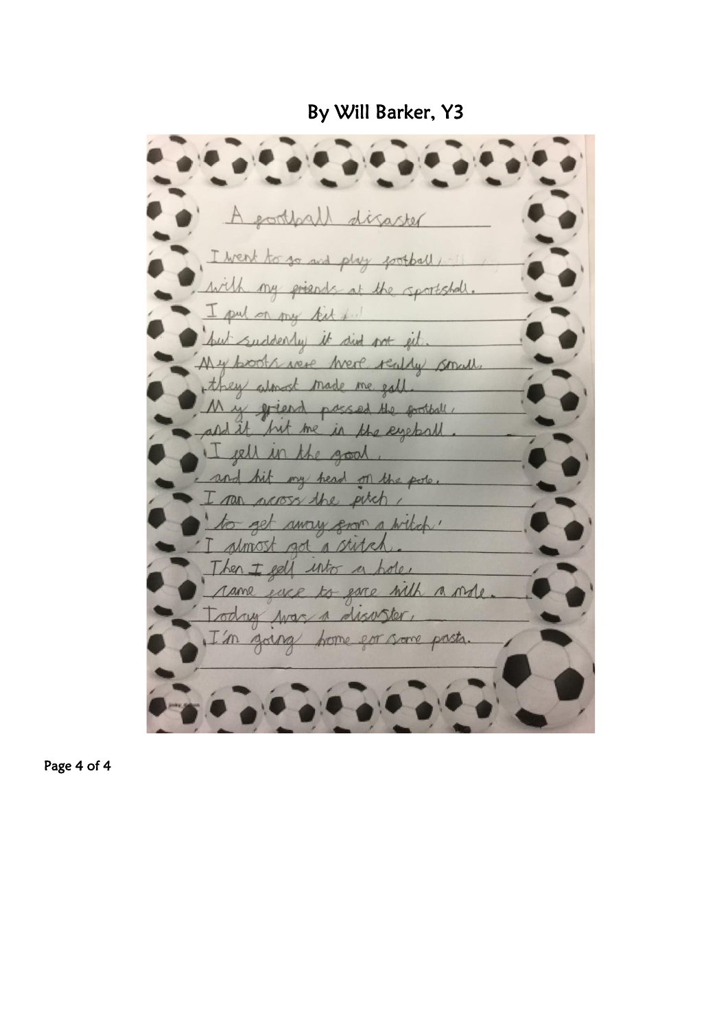By Will Barker, Y3

A football disaster

I went to go and play football,
with my friends at the sportshall.
I put on my kit
but suddenly it did not fit.
My boots were really small,
they almost made me fall.
My friend passed the football,
and it hit me in the eyeball.
I fell in the goal,
and hit my head on the pole.
I ran across the pitch,
to get away from a witch,
I almost got a stitch.
Then I fell into a hole,
came face to face with a mole.
Today was a disaster,
I'm going home for some pasta.